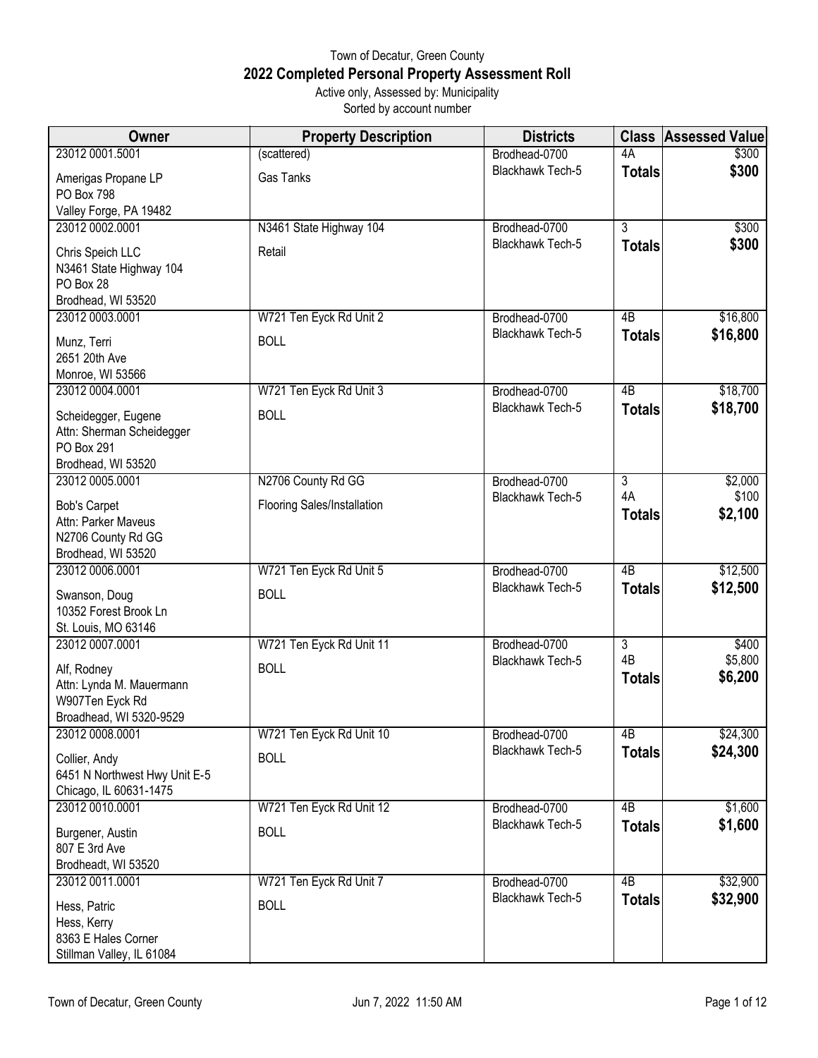Town of Decatur, Green County

# 2022 Completed Personal Property Assessment Roll

Active only, Assessed by: Municipality

Sorted by account number

| Owner | Property Description | Districts | Class | Assessed Value |
|---|---|---|---|---|
| 23012 0001.5001<br>Amerigas Propane LP<br>PO Box 798<br>Valley Forge, PA 19482 | (scattered)<br>Gas Tanks | Brodhead-0700<br>Blackhawk Tech-5 | 4A<br>**Totals** | $300<br>**$300** |
| 23012 0002.0001<br>Chris Speich LLC<br>N3461 State Highway 104<br>PO Box 28<br>Brodhead, WI 53520 | N3461 State Highway 104<br>Retail | Brodhead-0700<br>Blackhawk Tech-5 | 3<br>**Totals** | $300<br>**$300** |
| 23012 0003.0001<br>Munz, Terri<br>2651 20th Ave<br>Monroe, WI 53566 | W721 Ten Eyck Rd Unit 2<br>BOLL | Brodhead-0700<br>Blackhawk Tech-5 | 4B<br>**Totals** | $16,800<br>**$16,800** |
| 23012 0004.0001<br>Scheidegger, Eugene<br>Attn: Sherman Scheidegger<br>PO Box 291<br>Brodhead, WI 53520 | W721 Ten Eyck Rd Unit 3<br>BOLL | Brodhead-0700<br>Blackhawk Tech-5 | 4B<br>**Totals** | $18,700<br>**$18,700** |
| 23012 0005.0001<br>Bob's Carpet<br>Attn: Parker Maveus<br>N2706 County Rd GG<br>Brodhead, WI 53520 | N2706 County Rd GG<br>Flooring Sales/Installation | Brodhead-0700<br>Blackhawk Tech-5 | 3<br>4A<br>**Totals** | $2,000<br>$100<br>**$2,100** |
| 23012 0006.0001<br>Swanson, Doug<br>10352 Forest Brook Ln<br>St. Louis, MO 63146 | W721 Ten Eyck Rd Unit 5<br>BOLL | Brodhead-0700<br>Blackhawk Tech-5 | 4B<br>**Totals** | $12,500<br>**$12,500** |
| 23012 0007.0001<br>Alf, Rodney<br>Attn: Lynda M. Mauermann<br>W907Ten Eyck Rd<br>Broadhead, WI 5320-9529 | W721 Ten Eyck Rd Unit 11<br>BOLL | Brodhead-0700<br>Blackhawk Tech-5 | 3<br>4B<br>**Totals** | $400<br>$5,800<br>**$6,200** |
| 23012 0008.0001<br>Collier, Andy<br>6451 N Northwest Hwy Unit E-5<br>Chicago, IL 60631-1475 | W721 Ten Eyck Rd Unit 10<br>BOLL | Brodhead-0700<br>Blackhawk Tech-5 | 4B<br>**Totals** | $24,300<br>**$24,300** |
| 23012 0010.0001<br>Burgener, Austin<br>807 E 3rd Ave<br>Brodheadt, WI 53520 | W721 Ten Eyck Rd Unit 12<br>BOLL | Brodhead-0700<br>Blackhawk Tech-5 | 4B<br>**Totals** | $1,600<br>**$1,600** |
| 23012 0011.0001<br>Hess, Patric<br>Hess, Kerry<br>8363 E Hales Corner<br>Stillman Valley, IL 61084 | W721 Ten Eyck Rd Unit 7<br>BOLL | Brodhead-0700<br>Blackhawk Tech-5 | 4B<br>**Totals** | $32,900<br>**$32,900** |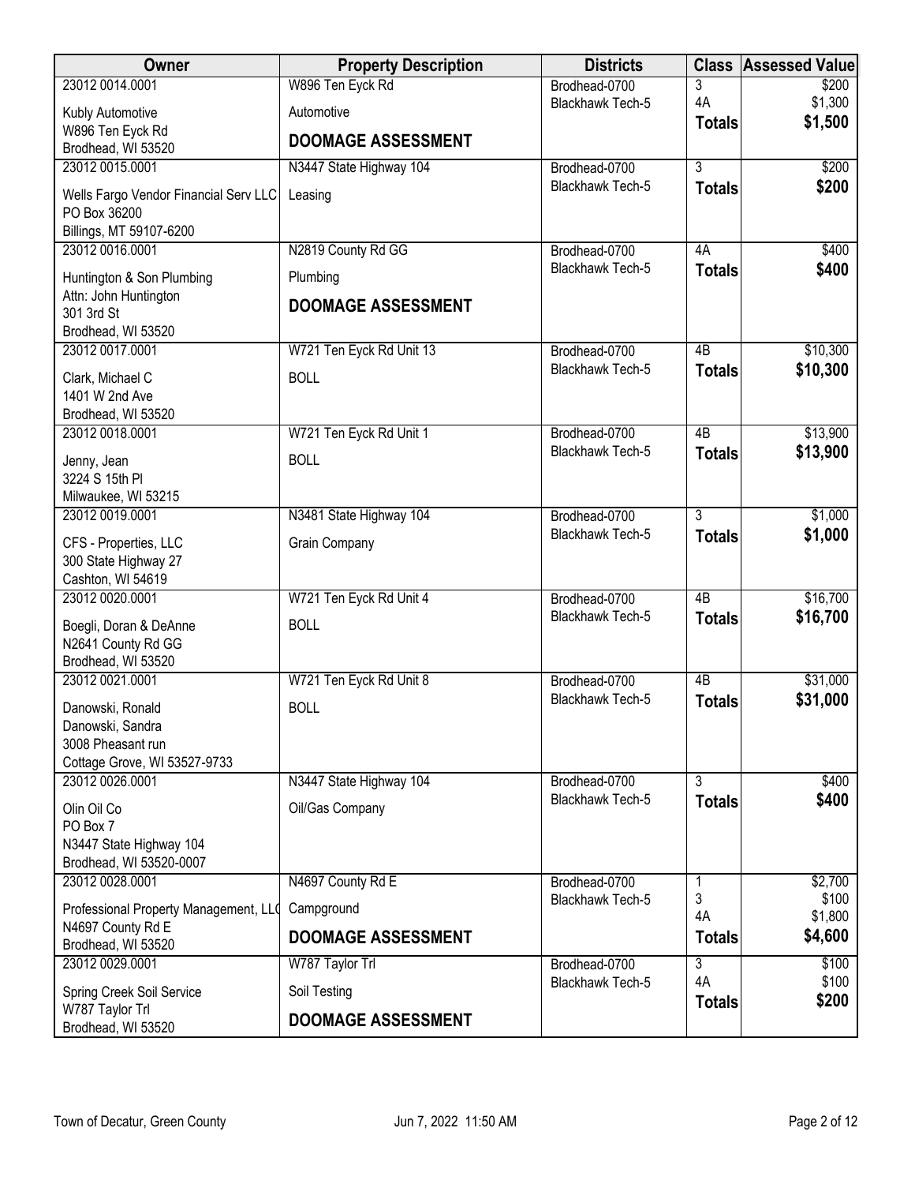| Owner | Property Description | Districts | Class | Assessed Value |
|---|---|---|---|---|
| 23012 0014.0001<br>Kubly Automotive<br>W896 Ten Eyck Rd<br>Brodhead, WI 53520 | W896 Ten Eyck Rd<br>Automotive<br>**DOOMAGE ASSESSMENT** | Brodhead-0700<br>Blackhawk Tech-5 | 3<br>4A<br>**Totals** | $200<br>$1,300<br>**$1,500** |
| 23012 0015.0001<br>Wells Fargo Vendor Financial Serv LLC<br>PO Box 36200<br>Billings, MT 59107-6200 | N3447 State Highway 104<br>Leasing | Brodhead-0700<br>Blackhawk Tech-5 | 3<br>**Totals** | $200<br>**$200** |
| 23012 0016.0001<br>Huntington & Son Plumbing<br>Attn: John Huntington<br>301 3rd St<br>Brodhead, WI 53520 | N2819 County Rd GG<br>Plumbing<br>**DOOMAGE ASSESSMENT** | Brodhead-0700<br>Blackhawk Tech-5 | 4A<br>**Totals** | $400<br>**$400** |
| 23012 0017.0001<br>Clark, Michael C<br>1401 W 2nd Ave<br>Brodhead, WI 53520 | W721 Ten Eyck Rd Unit 13<br>BOLL | Brodhead-0700<br>Blackhawk Tech-5 | 4B<br>**Totals** | $10,300<br>**$10,300** |
| 23012 0018.0001<br>Jenny, Jean<br>3224 S 15th Pl<br>Milwaukee, WI 53215 | W721 Ten Eyck Rd Unit 1<br>BOLL | Brodhead-0700<br>Blackhawk Tech-5 | 4B<br>**Totals** | $13,900<br>**$13,900** |
| 23012 0019.0001<br>CFS - Properties, LLC<br>300 State Highway 27<br>Cashton, WI 54619 | N3481 State Highway 104<br>Grain Company | Brodhead-0700<br>Blackhawk Tech-5 | 3<br>**Totals** | $1,000<br>**$1,000** |
| 23012 0020.0001<br>Boegli, Doran & DeAnne<br>N2641 County Rd GG<br>Brodhead, WI 53520 | W721 Ten Eyck Rd Unit 4<br>BOLL | Brodhead-0700<br>Blackhawk Tech-5 | 4B<br>**Totals** | $16,700<br>**$16,700** |
| 23012 0021.0001<br>Danowski, Ronald<br>Danowski, Sandra<br>3008 Pheasant run<br>Cottage Grove, WI 53527-9733 | W721 Ten Eyck Rd Unit 8<br>BOLL | Brodhead-0700<br>Blackhawk Tech-5 | 4B<br>**Totals** | $31,000<br>**$31,000** |
| 23012 0026.0001<br>Olin Oil Co<br>PO Box 7<br>N3447 State Highway 104<br>Brodhead, WI 53520-0007 | N3447 State Highway 104<br>Oil/Gas Company | Brodhead-0700<br>Blackhawk Tech-5 | 3<br>**Totals** | $400<br>**$400** |
| 23012 0028.0001<br>Professional Property Management, LLC<br>N4697 County Rd E<br>Brodhead, WI 53520 | N4697 County Rd E<br>Campground<br>**DOOMAGE ASSESSMENT** | Brodhead-0700<br>Blackhawk Tech-5 | 1<br>3<br>4A<br>**Totals** | $2,700<br>$100<br>$1,800<br>**$4,600** |
| 23012 0029.0001<br>Spring Creek Soil Service<br>W787 Taylor Trl<br>Brodhead, WI 53520 | W787 Taylor Trl<br>Soil Testing<br>**DOOMAGE ASSESSMENT** | Brodhead-0700<br>Blackhawk Tech-5 | 3<br>4A<br>**Totals** | $100<br>$100<br>**$200** |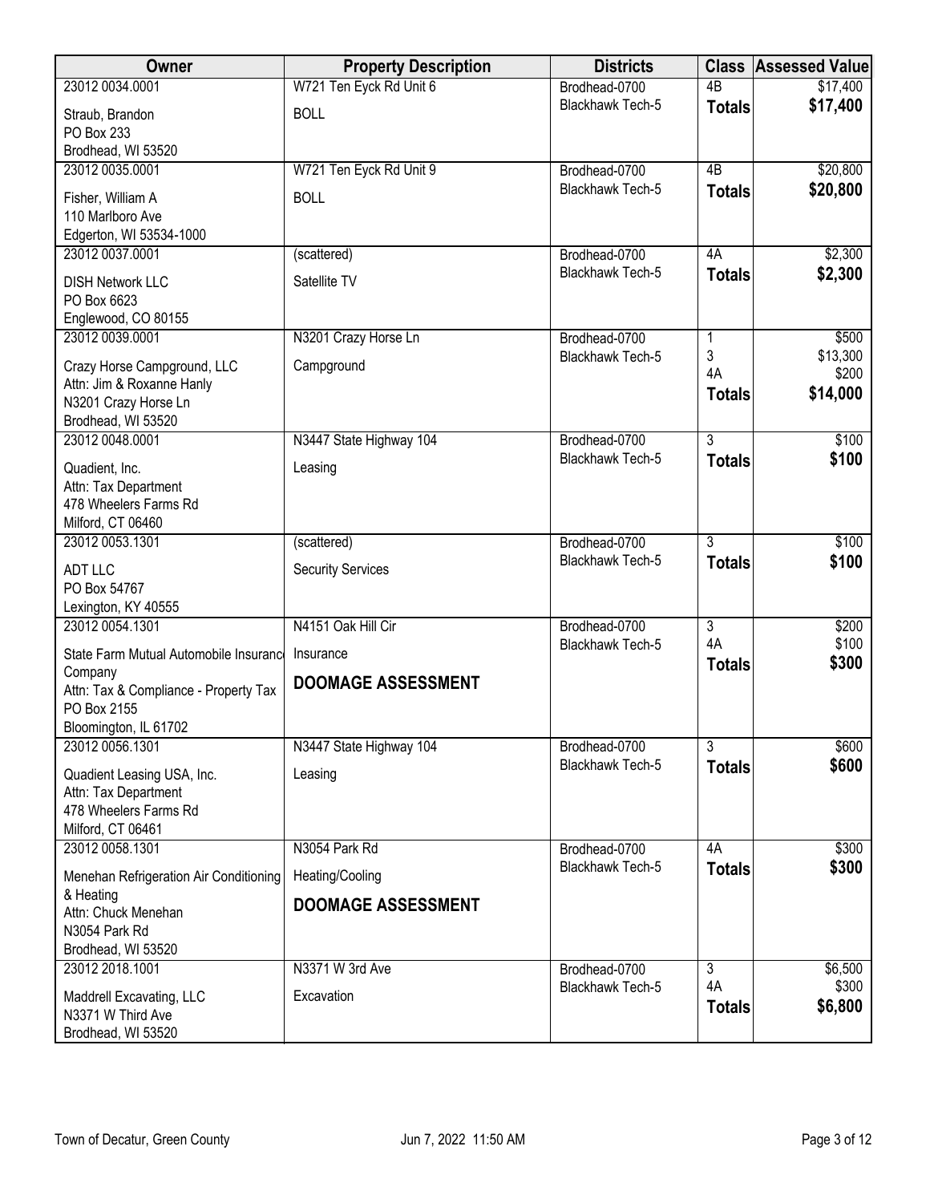| Owner | Property Description | Districts | Class | Assessed Value |
|---|---|---|---|---|
| 23012 0034.0001<br>Straub, Brandon<br>PO Box 233<br>Brodhead, WI 53520 | W721 Ten Eyck Rd Unit 6<br>BOLL | Brodhead-0700<br>Blackhawk Tech-5 | 4B<br>**Totals** | $17,400<br>**$17,400** |
| 23012 0035.0001<br>Fisher, William A<br>110 Marlboro Ave<br>Edgerton, WI 53534-1000 | W721 Ten Eyck Rd Unit 9<br>BOLL | Brodhead-0700<br>Blackhawk Tech-5 | 4B<br>**Totals** | $20,800<br>**$20,800** |
| 23012 0037.0001<br>DISH Network LLC<br>PO Box 6623<br>Englewood, CO 80155 | (scattered)<br>Satellite TV | Brodhead-0700<br>Blackhawk Tech-5 | 4A<br>**Totals** | $2,300<br>**$2,300** |
| 23012 0039.0001<br>Crazy Horse Campground, LLC<br>Attn: Jim & Roxanne Hanly<br>N3201 Crazy Horse Ln<br>Brodhead, WI 53520 | N3201 Crazy Horse Ln<br>Campground | Brodhead-0700<br>Blackhawk Tech-5 | 1<br>3<br>4A<br>**Totals** | $500<br>$13,300<br>$200<br>**$14,000** |
| 23012 0048.0001<br>Quadient, Inc.<br>Attn: Tax Department<br>478 Wheelers Farms Rd<br>Milford, CT 06460 | N3447 State Highway 104<br>Leasing | Brodhead-0700<br>Blackhawk Tech-5 | 3<br>**Totals** | $100<br>**$100** |
| 23012 0053.1301<br>ADT LLC<br>PO Box 54767<br>Lexington, KY 40555 | (scattered)<br>Security Services | Brodhead-0700<br>Blackhawk Tech-5 | 3<br>**Totals** | $100<br>**$100** |
| 23012 0054.1301<br>State Farm Mutual Automobile Insurance Company<br>Attn: Tax & Compliance - Property Tax<br>PO Box 2155<br>Bloomington, IL 61702 | N4151 Oak Hill Cir<br>Insurance<br>**DOOMAGE ASSESSMENT** | Brodhead-0700<br>Blackhawk Tech-5 | 3<br>4A<br>**Totals** | $200<br>$100<br>**$300** |
| 23012 0056.1301<br>Quadient Leasing USA, Inc.<br>Attn: Tax Department<br>478 Wheelers Farms Rd<br>Milford, CT 06461 | N3447 State Highway 104<br>Leasing | Brodhead-0700<br>Blackhawk Tech-5 | 3<br>**Totals** | $600<br>**$600** |
| 23012 0058.1301<br>Menehan Refrigeration Air Conditioning & Heating<br>Attn: Chuck Menehan<br>N3054 Park Rd<br>Brodhead, WI 53520 | N3054 Park Rd<br>Heating/Cooling<br>**DOOMAGE ASSESSMENT** | Brodhead-0700<br>Blackhawk Tech-5 | 4A<br>**Totals** | $300<br>**$300** |
| 23012 2018.1001<br>Maddrell Excavating, LLC<br>N3371 W Third Ave<br>Brodhead, WI 53520 | N3371 W 3rd Ave<br>Excavation | Brodhead-0700<br>Blackhawk Tech-5 | 3<br>4A<br>**Totals** | $6,500<br>$300<br>**$6,800** |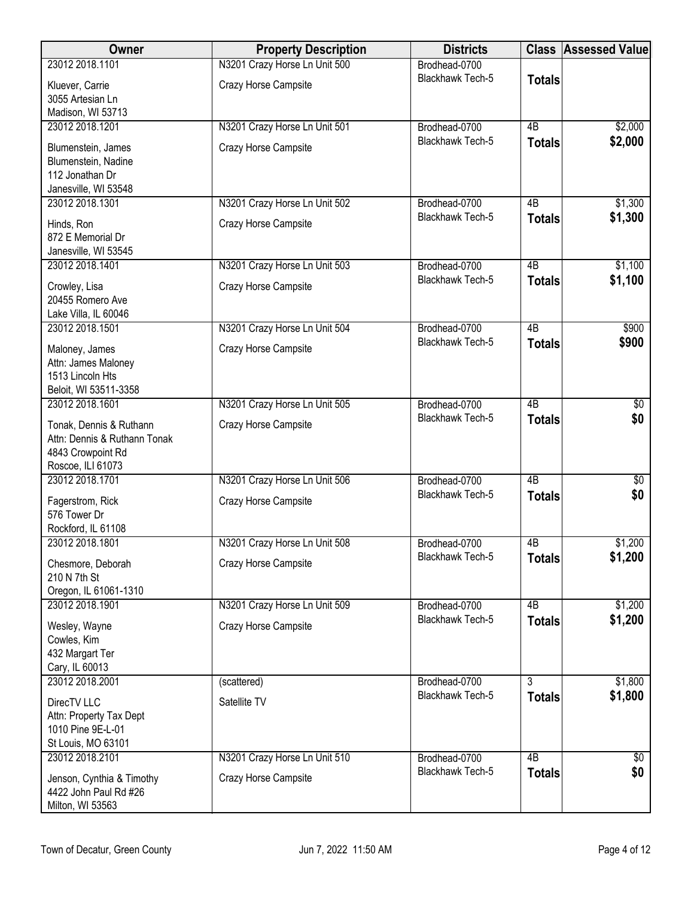| Owner | Property Description | Districts | Class | Assessed Value |
|---|---|---|---|---|
| 23012 2018.1101<br>Kluever, Carrie<br>3055 Artesian Ln<br>Madison, WI 53713 | N3201 Crazy Horse Ln Unit 500<br>Crazy Horse Campsite | Brodhead-0700<br>Blackhawk Tech-5 | **Totals** | |
| 23012 2018.1201<br>Blumenstein, James<br>Blumenstein, Nadine<br>112 Jonathan Dr<br>Janesville, WI 53548 | N3201 Crazy Horse Ln Unit 501<br>Crazy Horse Campsite | Brodhead-0700<br>Blackhawk Tech-5 | 4B<br>**Totals** | $2,000<br>**$2,000** |
| 23012 2018.1301<br>Hinds, Ron<br>872 E Memorial Dr<br>Janesville, WI 53545 | N3201 Crazy Horse Ln Unit 502<br>Crazy Horse Campsite | Brodhead-0700<br>Blackhawk Tech-5 | 4B<br>**Totals** | $1,300<br>**$1,300** |
| 23012 2018.1401<br>Crowley, Lisa<br>20455 Romero Ave<br>Lake Villa, IL 60046 | N3201 Crazy Horse Ln Unit 503<br>Crazy Horse Campsite | Brodhead-0700<br>Blackhawk Tech-5 | 4B<br>**Totals** | $1,100<br>**$1,100** |
| 23012 2018.1501<br>Maloney, James<br>Attn: James Maloney<br>1513 Lincoln Hts<br>Beloit, WI 53511-3358 | N3201 Crazy Horse Ln Unit 504<br>Crazy Horse Campsite | Brodhead-0700<br>Blackhawk Tech-5 | 4B<br>**Totals** | $900<br>**$900** |
| 23012 2018.1601<br>Tonak, Dennis & Ruthann<br>Attn: Dennis & Ruthann Tonak<br>4843 Crowpoint Rd<br>Roscoe, ILI 61073 | N3201 Crazy Horse Ln Unit 505<br>Crazy Horse Campsite | Brodhead-0700<br>Blackhawk Tech-5 | 4B<br>**Totals** | $0<br>**$0** |
| 23012 2018.1701<br>Fagerstrom, Rick<br>576 Tower Dr<br>Rockford, IL 61108 | N3201 Crazy Horse Ln Unit 506<br>Crazy Horse Campsite | Brodhead-0700<br>Blackhawk Tech-5 | 4B<br>**Totals** | $0<br>**$0** |
| 23012 2018.1801<br>Chesmore, Deborah<br>210 N 7th St<br>Oregon, IL 61061-1310 | N3201 Crazy Horse Ln Unit 508<br>Crazy Horse Campsite | Brodhead-0700<br>Blackhawk Tech-5 | 4B<br>**Totals** | $1,200<br>**$1,200** |
| 23012 2018.1901<br>Wesley, Wayne<br>Cowles, Kim<br>432 Margart Ter<br>Cary, IL 60013 | N3201 Crazy Horse Ln Unit 509<br>Crazy Horse Campsite | Brodhead-0700<br>Blackhawk Tech-5 | 4B<br>**Totals** | $1,200<br>**$1,200** |
| 23012 2018.2001<br>DirecTV LLC<br>Attn: Property Tax Dept<br>1010 Pine 9E-L-01<br>St Louis, MO 63101 | (scattered)<br>Satellite TV | Brodhead-0700<br>Blackhawk Tech-5 | 3<br>**Totals** | $1,800<br>**$1,800** |
| 23012 2018.2101<br>Jenson, Cynthia & Timothy<br>4422 John Paul Rd #26<br>Milton, WI 53563 | N3201 Crazy Horse Ln Unit 510<br>Crazy Horse Campsite | Brodhead-0700<br>Blackhawk Tech-5 | 4B<br>**Totals** | $0<br>**$0** |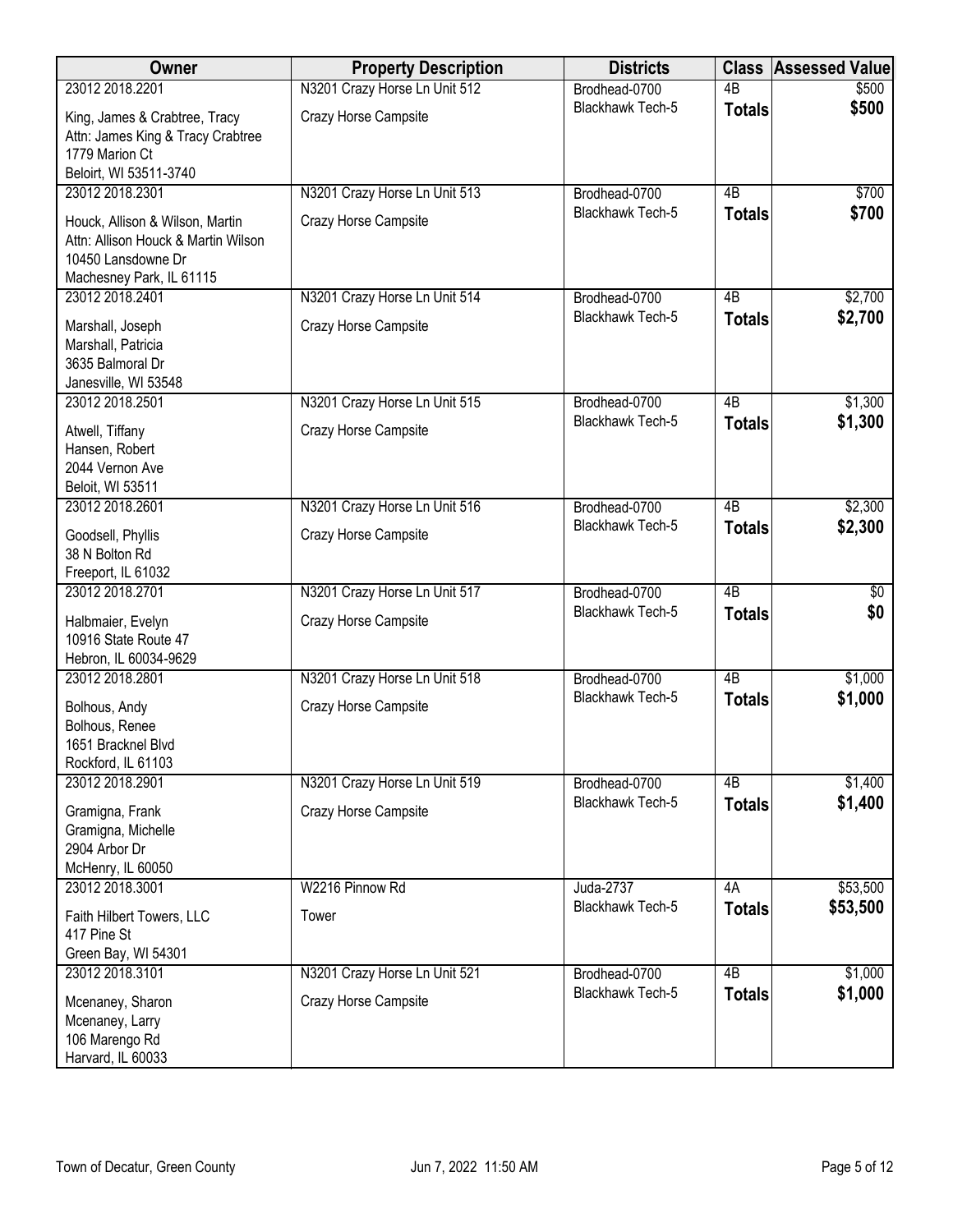| Owner | Property Description | Districts | Class | Assessed Value |
|---|---|---|---|---|
| 23012 2018.2201<br>King, James & Crabtree, Tracy<br>Attn: James King & Tracy Crabtree<br>1779 Marion Ct<br>Beloirt, WI 53511-3740 | N3201 Crazy Horse Ln Unit 512<br>Crazy Horse Campsite | Brodhead-0700<br>Blackhawk Tech-5 | 4B<br>**Totals** | $500<br>**$500** |
| 23012 2018.2301<br>Houck, Allison & Wilson, Martin<br>Attn: Allison Houck & Martin Wilson<br>10450 Lansdowne Dr<br>Machesney Park, IL 61115 | N3201 Crazy Horse Ln Unit 513<br>Crazy Horse Campsite | Brodhead-0700<br>Blackhawk Tech-5 | 4B<br>**Totals** | $700<br>**$700** |
| 23012 2018.2401<br>Marshall, Joseph<br>Marshall, Patricia<br>3635 Balmoral Dr<br>Janesville, WI 53548 | N3201 Crazy Horse Ln Unit 514<br>Crazy Horse Campsite | Brodhead-0700<br>Blackhawk Tech-5 | 4B<br>**Totals** | $2,700<br>**$2,700** |
| 23012 2018.2501<br>Atwell, Tiffany<br>Hansen, Robert<br>2044 Vernon Ave<br>Beloit, WI 53511 | N3201 Crazy Horse Ln Unit 515<br>Crazy Horse Campsite | Brodhead-0700<br>Blackhawk Tech-5 | 4B<br>**Totals** | $1,300<br>**$1,300** |
| 23012 2018.2601<br>Goodsell, Phyllis<br>38 N Bolton Rd<br>Freeport, IL 61032 | N3201 Crazy Horse Ln Unit 516<br>Crazy Horse Campsite | Brodhead-0700<br>Blackhawk Tech-5 | 4B<br>**Totals** | $2,300<br>**$2,300** |
| 23012 2018.2701<br>Halbmaier, Evelyn<br>10916 State Route 47<br>Hebron, IL 60034-9629 | N3201 Crazy Horse Ln Unit 517<br>Crazy Horse Campsite | Brodhead-0700<br>Blackhawk Tech-5 | 4B<br>**Totals** | $0<br>**$0** |
| 23012 2018.2801<br>Bolhous, Andy<br>Bolhous, Renee<br>1651 Bracknel Blvd<br>Rockford, IL 61103 | N3201 Crazy Horse Ln Unit 518<br>Crazy Horse Campsite | Brodhead-0700<br>Blackhawk Tech-5 | 4B<br>**Totals** | $1,000<br>**$1,000** |
| 23012 2018.2901<br>Gramigna, Frank<br>Gramigna, Michelle<br>2904 Arbor Dr<br>McHenry, IL 60050 | N3201 Crazy Horse Ln Unit 519<br>Crazy Horse Campsite | Brodhead-0700<br>Blackhawk Tech-5 | 4B<br>**Totals** | $1,400<br>**$1,400** |
| 23012 2018.3001<br>Faith Hilbert Towers, LLC<br>417 Pine St<br>Green Bay, WI 54301 | W2216 Pinnow Rd<br>Tower | Juda-2737<br>Blackhawk Tech-5 | 4A<br>**Totals** | $53,500<br>**$53,500** |
| 23012 2018.3101<br>Mcenaney, Sharon<br>Mcenaney, Larry<br>106 Marengo Rd<br>Harvard, IL 60033 | N3201 Crazy Horse Ln Unit 521<br>Crazy Horse Campsite | Brodhead-0700<br>Blackhawk Tech-5 | 4B<br>**Totals** | $1,000<br>**$1,000** |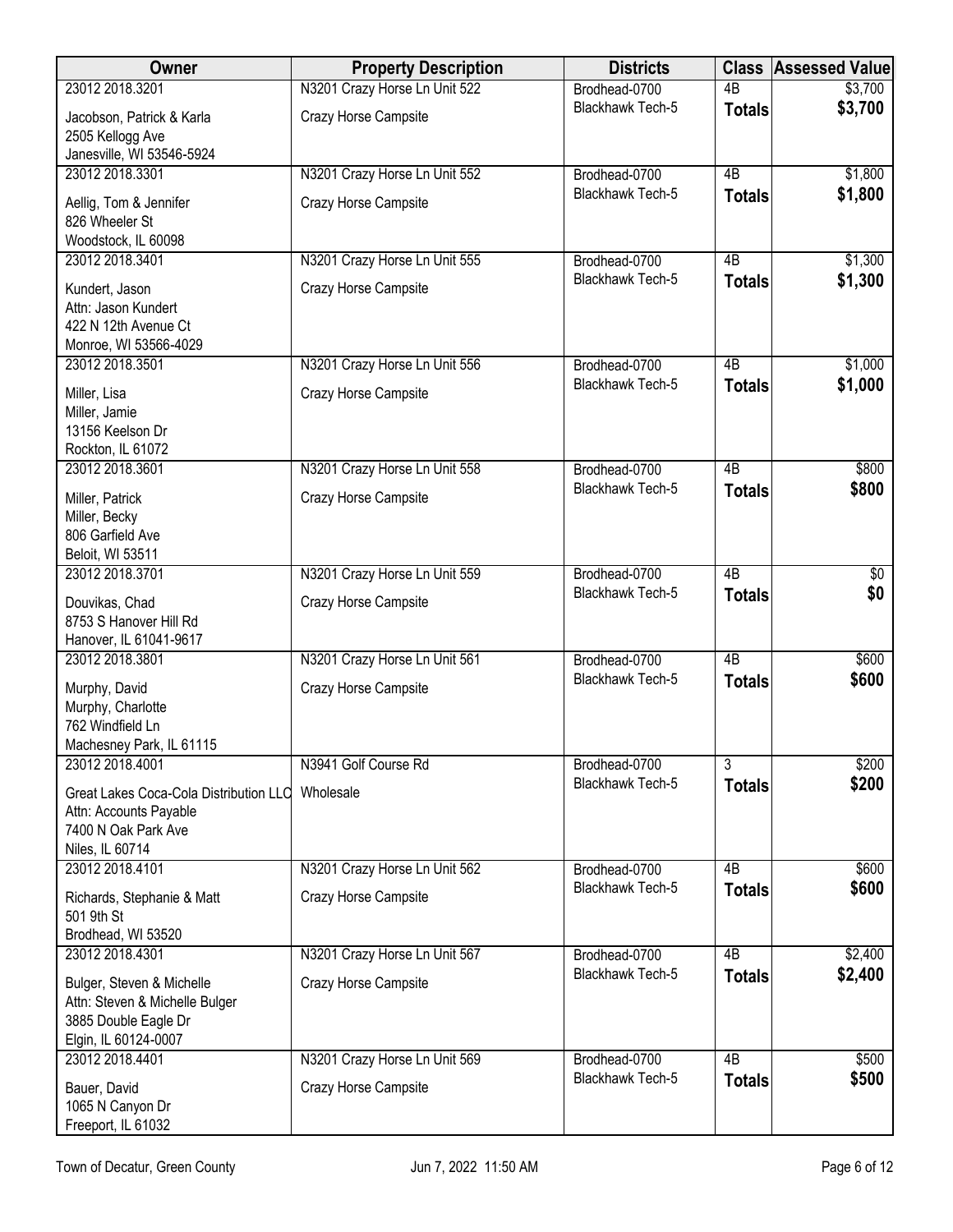| Owner | Property Description | Districts | Class | Assessed Value |
|---|---|---|---|---|
| 23012 2018.3201<br>Jacobson, Patrick & Karla<br>2505 Kellogg Ave<br>Janesville, WI 53546-5924 | N3201 Crazy Horse Ln Unit 522<br>Crazy Horse Campsite | Brodhead-0700<br>Blackhawk Tech-5 | 4B<br>**Totals** | $3,700<br>**$3,700** |
| 23012 2018.3301<br>Aellig, Tom & Jennifer<br>826 Wheeler St<br>Woodstock, IL 60098 | N3201 Crazy Horse Ln Unit 552<br>Crazy Horse Campsite | Brodhead-0700<br>Blackhawk Tech-5 | 4B<br>**Totals** | $1,800<br>**$1,800** |
| 23012 2018.3401<br>Kundert, Jason<br>Attn: Jason Kundert<br>422 N 12th Avenue Ct<br>Monroe, WI 53566-4029 | N3201 Crazy Horse Ln Unit 555<br>Crazy Horse Campsite | Brodhead-0700<br>Blackhawk Tech-5 | 4B<br>**Totals** | $1,300<br>**$1,300** |
| 23012 2018.3501<br>Miller, Lisa<br>Miller, Jamie<br>13156 Keelson Dr<br>Rockton, IL 61072 | N3201 Crazy Horse Ln Unit 556<br>Crazy Horse Campsite | Brodhead-0700<br>Blackhawk Tech-5 | 4B<br>**Totals** | $1,000<br>**$1,000** |
| 23012 2018.3601<br>Miller, Patrick<br>Miller, Becky<br>806 Garfield Ave<br>Beloit, WI 53511 | N3201 Crazy Horse Ln Unit 558<br>Crazy Horse Campsite | Brodhead-0700<br>Blackhawk Tech-5 | 4B<br>**Totals** | $800<br>**$800** |
| 23012 2018.3701<br>Douvikas, Chad<br>8753 S Hanover Hill Rd<br>Hanover, IL 61041-9617 | N3201 Crazy Horse Ln Unit 559<br>Crazy Horse Campsite | Brodhead-0700<br>Blackhawk Tech-5 | 4B<br>**Totals** | $0<br>**$0** |
| 23012 2018.3801<br>Murphy, David<br>Murphy, Charlotte<br>762 Windfield Ln<br>Machesney Park, IL 61115 | N3201 Crazy Horse Ln Unit 561<br>Crazy Horse Campsite | Brodhead-0700<br>Blackhawk Tech-5 | 4B<br>**Totals** | $600<br>**$600** |
| 23012 2018.4001<br>Great Lakes Coca-Cola Distribution LLC<br>Attn: Accounts Payable<br>7400 N Oak Park Ave<br>Niles, IL 60714 | N3941 Golf Course Rd<br>Wholesale | Brodhead-0700<br>Blackhawk Tech-5 | 3<br>**Totals** | $200<br>**$200** |
| 23012 2018.4101<br>Richards, Stephanie & Matt<br>501 9th St<br>Brodhead, WI 53520 | N3201 Crazy Horse Ln Unit 562<br>Crazy Horse Campsite | Brodhead-0700<br>Blackhawk Tech-5 | 4B<br>**Totals** | $600<br>**$600** |
| 23012 2018.4301<br>Bulger, Steven & Michelle<br>Attn: Steven & Michelle Bulger<br>3885 Double Eagle Dr<br>Elgin, IL 60124-0007 | N3201 Crazy Horse Ln Unit 567<br>Crazy Horse Campsite | Brodhead-0700<br>Blackhawk Tech-5 | 4B<br>**Totals** | $2,400<br>**$2,400** |
| 23012 2018.4401<br>Bauer, David<br>1065 N Canyon Dr<br>Freeport, IL 61032 | N3201 Crazy Horse Ln Unit 569<br>Crazy Horse Campsite | Brodhead-0700<br>Blackhawk Tech-5 | 4B<br>**Totals** | $500<br>**$500** |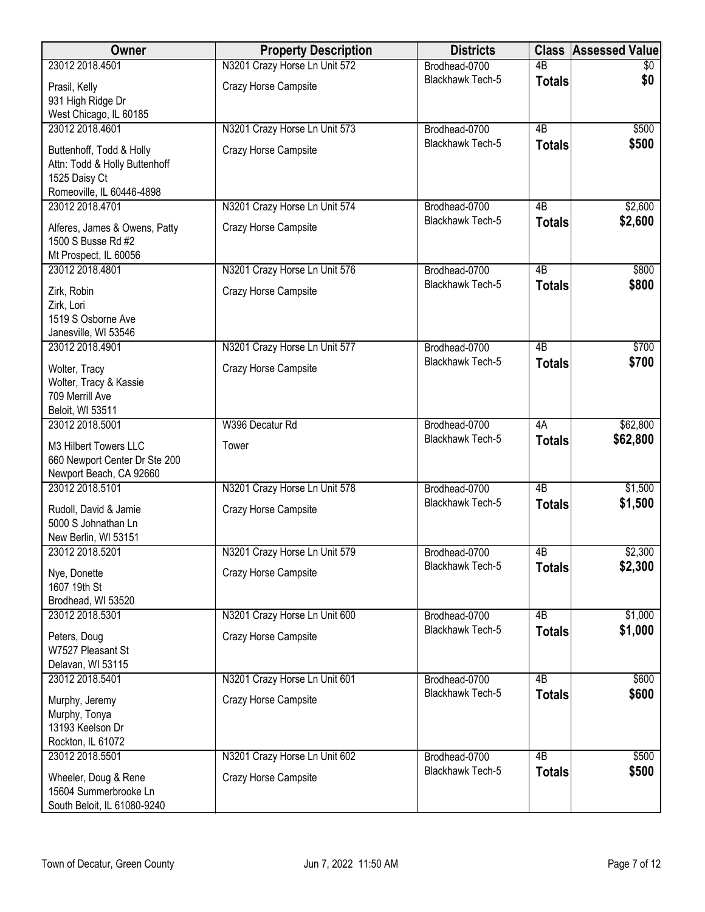| Owner | Property Description | Districts | Class | Assessed Value |
|---|---|---|---|---|
| 23012 2018.4501 | N3201 Crazy Horse Ln Unit 572 | Brodhead-0700 | 4B | $0 |
| Prasil, Kelly<br>931 High Ridge Dr<br>West Chicago, IL 60185 | Crazy Horse Campsite | Blackhawk Tech-5 | **Totals** | **$0** |
| 23012 2018.4601 | N3201 Crazy Horse Ln Unit 573 | Brodhead-0700 | 4B | $500 |
| Buttenhoff, Todd & Holly<br>Attn: Todd & Holly Buttenhoff<br>1525 Daisy Ct<br>Romeoville, IL 60446-4898 | Crazy Horse Campsite | Blackhawk Tech-5 | **Totals** | **$500** |
| 23012 2018.4701 | N3201 Crazy Horse Ln Unit 574 | Brodhead-0700 | 4B | $2,600 |
| Alferes, James & Owens, Patty<br>1500 S Busse Rd #2<br>Mt Prospect, IL 60056 | Crazy Horse Campsite | Blackhawk Tech-5 | **Totals** | **$2,600** |
| 23012 2018.4801 | N3201 Crazy Horse Ln Unit 576 | Brodhead-0700 | 4B | $800 |
| Zirk, Robin<br>Zirk, Lori<br>1519 S Osborne Ave<br>Janesville, WI 53546 | Crazy Horse Campsite | Blackhawk Tech-5 | **Totals** | **$800** |
| 23012 2018.4901 | N3201 Crazy Horse Ln Unit 577 | Brodhead-0700 | 4B | $700 |
| Wolter, Tracy<br>Wolter, Tracy & Kassie<br>709 Merrill Ave<br>Beloit, WI 53511 | Crazy Horse Campsite | Blackhawk Tech-5 | **Totals** | **$700** |
| 23012 2018.5001 | W396 Decatur Rd | Brodhead-0700 | 4A | $62,800 |
| M3 Hilbert Towers LLC<br>660 Newport Center Dr Ste 200<br>Newport Beach, CA 92660 | Tower | Blackhawk Tech-5 | **Totals** | **$62,800** |
| 23012 2018.5101 | N3201 Crazy Horse Ln Unit 578 | Brodhead-0700 | 4B | $1,500 |
| Rudoll, David & Jamie<br>5000 S Johnathan Ln<br>New Berlin, WI 53151 | Crazy Horse Campsite | Blackhawk Tech-5 | **Totals** | **$1,500** |
| 23012 2018.5201 | N3201 Crazy Horse Ln Unit 579 | Brodhead-0700 | 4B | $2,300 |
| Nye, Donette<br>1607 19th St<br>Brodhead, WI 53520 | Crazy Horse Campsite | Blackhawk Tech-5 | **Totals** | **$2,300** |
| 23012 2018.5301 | N3201 Crazy Horse Ln Unit 600 | Brodhead-0700 | 4B | $1,000 |
| Peters, Doug<br>W7527 Pleasant St<br>Delavan, WI 53115 | Crazy Horse Campsite | Blackhawk Tech-5 | **Totals** | **$1,000** |
| 23012 2018.5401 | N3201 Crazy Horse Ln Unit 601 | Brodhead-0700 | 4B | $600 |
| Murphy, Jeremy<br>Murphy, Tonya<br>13193 Keelson Dr<br>Rockton, IL 61072 | Crazy Horse Campsite | Blackhawk Tech-5 | **Totals** | **$600** |
| 23012 2018.5501 | N3201 Crazy Horse Ln Unit 602 | Brodhead-0700 | 4B | $500 |
| Wheeler, Doug & Rene<br>15604 Summerbrooke Ln<br>South Beloit, IL 61080-9240 | Crazy Horse Campsite | Blackhawk Tech-5 | **Totals** | **$500** |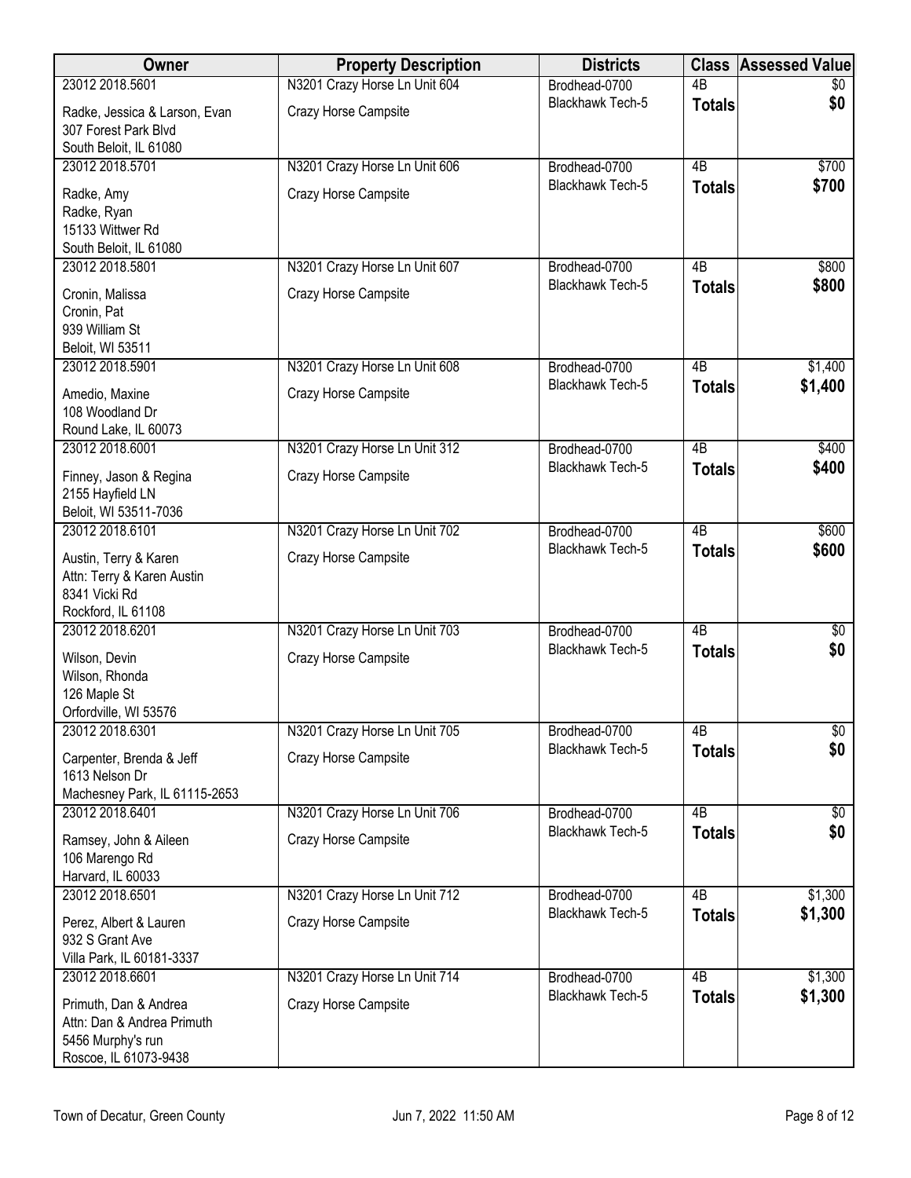| Owner | Property Description | Districts | Class | Assessed Value |
|---|---|---|---|---|
| 23012 2018.5601 | N3201 Crazy Horse Ln Unit 604 | Brodhead-0700 | 4B | $0 |
| Radke, Jessica & Larson, Evan<br>307 Forest Park Blvd<br>South Beloit, IL 61080 | Crazy Horse Campsite | Blackhawk Tech-5 | **Totals** | **$0** |
| 23012 2018.5701 | N3201 Crazy Horse Ln Unit 606 | Brodhead-0700 | 4B | $700 |
| Radke, Amy<br>Radke, Ryan<br>15133 Wittwer Rd<br>South Beloit, IL 61080 | Crazy Horse Campsite | Blackhawk Tech-5 | **Totals** | **$700** |
| 23012 2018.5801 | N3201 Crazy Horse Ln Unit 607 | Brodhead-0700 | 4B | $800 |
| Cronin, Malissa<br>Cronin, Pat<br>939 William St<br>Beloit, WI 53511 | Crazy Horse Campsite | Blackhawk Tech-5 | **Totals** | **$800** |
| 23012 2018.5901 | N3201 Crazy Horse Ln Unit 608 | Brodhead-0700 | 4B | $1,400 |
| Amedio, Maxine<br>108 Woodland Dr<br>Round Lake, IL 60073 | Crazy Horse Campsite | Blackhawk Tech-5 | **Totals** | **$1,400** |
| 23012 2018.6001 | N3201 Crazy Horse Ln Unit 312 | Brodhead-0700 | 4B | $400 |
| Finney, Jason & Regina<br>2155 Hayfield LN<br>Beloit, WI 53511-7036 | Crazy Horse Campsite | Blackhawk Tech-5 | **Totals** | **$400** |
| 23012 2018.6101 | N3201 Crazy Horse Ln Unit 702 | Brodhead-0700 | 4B | $600 |
| Austin, Terry & Karen<br>Attn: Terry & Karen Austin<br>8341 Vicki Rd<br>Rockford, IL 61108 | Crazy Horse Campsite | Blackhawk Tech-5 | **Totals** | **$600** |
| 23012 2018.6201 | N3201 Crazy Horse Ln Unit 703 | Brodhead-0700 | 4B | $0 |
| Wilson, Devin<br>Wilson, Rhonda<br>126 Maple St<br>Orfordville, WI 53576 | Crazy Horse Campsite | Blackhawk Tech-5 | **Totals** | **$0** |
| 23012 2018.6301 | N3201 Crazy Horse Ln Unit 705 | Brodhead-0700 | 4B | $0 |
| Carpenter, Brenda & Jeff<br>1613 Nelson Dr<br>Machesney Park, IL 61115-2653 | Crazy Horse Campsite | Blackhawk Tech-5 | **Totals** | **$0** |
| 23012 2018.6401 | N3201 Crazy Horse Ln Unit 706 | Brodhead-0700 | 4B | $0 |
| Ramsey, John & Aileen<br>106 Marengo Rd<br>Harvard, IL 60033 | Crazy Horse Campsite | Blackhawk Tech-5 | **Totals** | **$0** |
| 23012 2018.6501 | N3201 Crazy Horse Ln Unit 712 | Brodhead-0700 | 4B | $1,300 |
| Perez, Albert & Lauren<br>932 S Grant Ave<br>Villa Park, IL 60181-3337 | Crazy Horse Campsite | Blackhawk Tech-5 | **Totals** | **$1,300** |
| 23012 2018.6601 | N3201 Crazy Horse Ln Unit 714 | Brodhead-0700 | 4B | $1,300 |
| Primuth, Dan & Andrea<br>Attn: Dan & Andrea Primuth<br>5456 Murphy's run<br>Roscoe, IL 61073-9438 | Crazy Horse Campsite | Blackhawk Tech-5 | **Totals** | **$1,300** |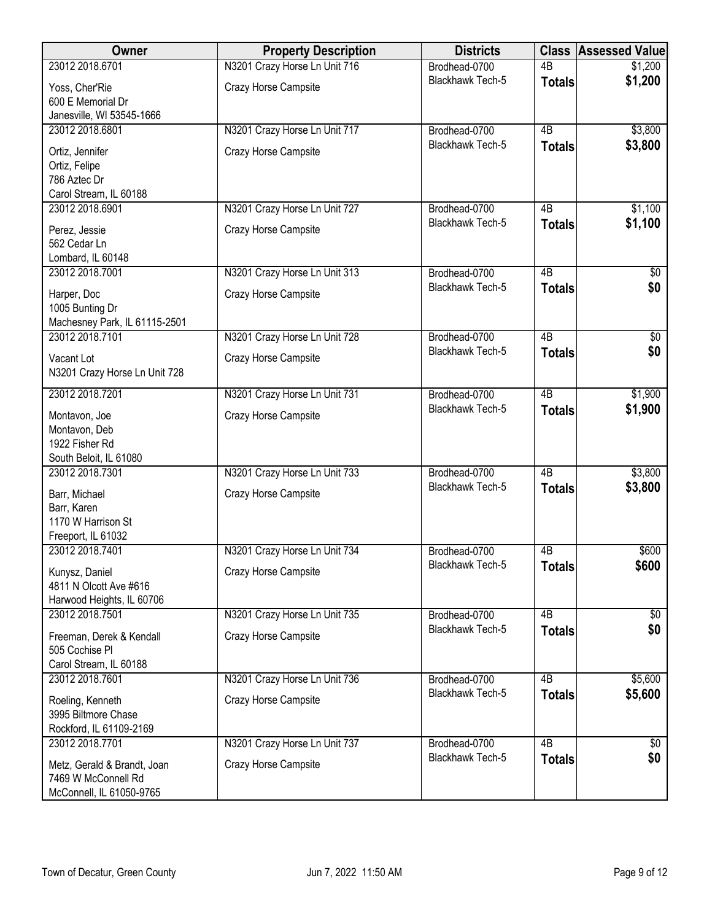| Owner | Property Description | Districts | Class | Assessed Value |
|---|---|---|---|---|
| 23012 2018.6701<br>Yoss, Cher'Rie<br>600 E Memorial Dr<br>Janesville, WI 53545-1666 | N3201 Crazy Horse Ln Unit 716<br>Crazy Horse Campsite | Brodhead-0700<br>Blackhawk Tech-5 | 4B<br>**Totals** | $1,200<br>**$1,200** |
| 23012 2018.6801<br>Ortiz, Jennifer<br>Ortiz, Felipe<br>786 Aztec Dr<br>Carol Stream, IL 60188 | N3201 Crazy Horse Ln Unit 717<br>Crazy Horse Campsite | Brodhead-0700<br>Blackhawk Tech-5 | 4B<br>**Totals** | $3,800<br>**$3,800** |
| 23012 2018.6901<br>Perez, Jessie<br>562 Cedar Ln<br>Lombard, IL 60148 | N3201 Crazy Horse Ln Unit 727<br>Crazy Horse Campsite | Brodhead-0700<br>Blackhawk Tech-5 | 4B<br>**Totals** | $1,100<br>**$1,100** |
| 23012 2018.7001<br>Harper, Doc<br>1005 Bunting Dr<br>Machesney Park, IL 61115-2501 | N3201 Crazy Horse Ln Unit 313<br>Crazy Horse Campsite | Brodhead-0700<br>Blackhawk Tech-5 | 4B<br>**Totals** | $0<br>**$0** |
| 23012 2018.7101<br>Vacant Lot<br>N3201 Crazy Horse Ln Unit 728 | N3201 Crazy Horse Ln Unit 728<br>Crazy Horse Campsite | Brodhead-0700<br>Blackhawk Tech-5 | 4B<br>**Totals** | $0<br>**$0** |
| 23012 2018.7201<br>Montavon, Joe<br>Montavon, Deb<br>1922 Fisher Rd<br>South Beloit, IL 61080 | N3201 Crazy Horse Ln Unit 731<br>Crazy Horse Campsite | Brodhead-0700<br>Blackhawk Tech-5 | 4B<br>**Totals** | $1,900<br>**$1,900** |
| 23012 2018.7301<br>Barr, Michael<br>Barr, Karen<br>1170 W Harrison St<br>Freeport, IL 61032 | N3201 Crazy Horse Ln Unit 733<br>Crazy Horse Campsite | Brodhead-0700<br>Blackhawk Tech-5 | 4B<br>**Totals** | $3,800<br>**$3,800** |
| 23012 2018.7401<br>Kunysz, Daniel<br>4811 N Olcott Ave #616<br>Harwood Heights, IL 60706 | N3201 Crazy Horse Ln Unit 734<br>Crazy Horse Campsite | Brodhead-0700<br>Blackhawk Tech-5 | 4B<br>**Totals** | $600<br>**$600** |
| 23012 2018.7501<br>Freeman, Derek & Kendall<br>505 Cochise Pl<br>Carol Stream, IL 60188 | N3201 Crazy Horse Ln Unit 735<br>Crazy Horse Campsite | Brodhead-0700<br>Blackhawk Tech-5 | 4B<br>**Totals** | $0<br>**$0** |
| 23012 2018.7601<br>Roeling, Kenneth<br>3995 Biltmore Chase<br>Rockford, IL 61109-2169 | N3201 Crazy Horse Ln Unit 736<br>Crazy Horse Campsite | Brodhead-0700<br>Blackhawk Tech-5 | 4B<br>**Totals** | $5,600<br>**$5,600** |
| 23012 2018.7701<br>Metz, Gerald & Brandt, Joan<br>7469 W McConnell Rd<br>McConnell, IL 61050-9765 | N3201 Crazy Horse Ln Unit 737<br>Crazy Horse Campsite | Brodhead-0700<br>Blackhawk Tech-5 | 4B<br>**Totals** | $0<br>**$0** |

Town of Decatur, Green County — Jun 7, 2022 11:50 AM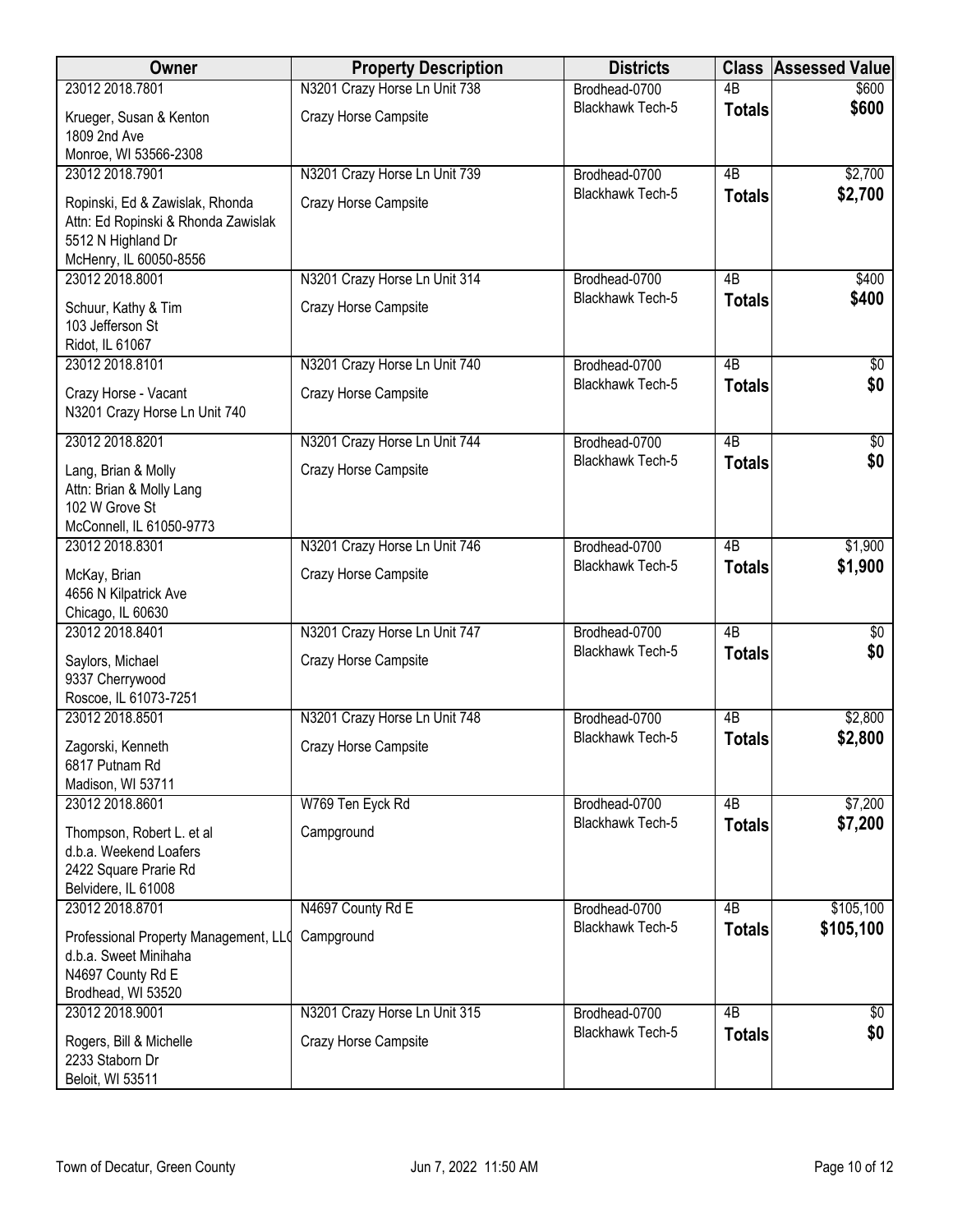| Owner | Property Description | Districts | Class | Assessed Value |
|---|---|---|---|---|
| 23012 2018.7801 | N3201 Crazy Horse Ln Unit 738 | Brodhead-0700 | 4B | $600 |
| Krueger, Susan & Kenton<br>1809 2nd Ave<br>Monroe, WI 53566-2308 | Crazy Horse Campsite | Blackhawk Tech-5 | **Totals** | **$600** |
| 23012 2018.7901 | N3201 Crazy Horse Ln Unit 739 | Brodhead-0700 | 4B | $2,700 |
| Ropinski, Ed & Zawislak, Rhonda<br>Attn: Ed Ropinski & Rhonda Zawislak<br>5512 N Highland Dr<br>McHenry, IL 60050-8556 | Crazy Horse Campsite | Blackhawk Tech-5 | **Totals** | **$2,700** |
| 23012 2018.8001 | N3201 Crazy Horse Ln Unit 314 | Brodhead-0700 | 4B | $400 |
| Schuur, Kathy & Tim<br>103 Jefferson St<br>Ridot, IL 61067 | Crazy Horse Campsite | Blackhawk Tech-5 | **Totals** | **$400** |
| 23012 2018.8101 | N3201 Crazy Horse Ln Unit 740 | Brodhead-0700 | 4B | $0 |
| Crazy Horse - Vacant<br>N3201 Crazy Horse Ln Unit 740 | Crazy Horse Campsite | Blackhawk Tech-5 | **Totals** | **$0** |
| 23012 2018.8201 | N3201 Crazy Horse Ln Unit 744 | Brodhead-0700 | 4B | $0 |
| Lang, Brian & Molly<br>Attn: Brian & Molly Lang<br>102 W Grove St<br>McConnell, IL 61050-9773 | Crazy Horse Campsite | Blackhawk Tech-5 | **Totals** | **$0** |
| 23012 2018.8301 | N3201 Crazy Horse Ln Unit 746 | Brodhead-0700 | 4B | $1,900 |
| McKay, Brian<br>4656 N Kilpatrick Ave<br>Chicago, IL 60630 | Crazy Horse Campsite | Blackhawk Tech-5 | **Totals** | **$1,900** |
| 23012 2018.8401 | N3201 Crazy Horse Ln Unit 747 | Brodhead-0700 | 4B | $0 |
| Saylors, Michael<br>9337 Cherrywood<br>Roscoe, IL 61073-7251 | Crazy Horse Campsite | Blackhawk Tech-5 | **Totals** | **$0** |
| 23012 2018.8501 | N3201 Crazy Horse Ln Unit 748 | Brodhead-0700 | 4B | $2,800 |
| Zagorski, Kenneth<br>6817 Putnam Rd<br>Madison, WI 53711 | Crazy Horse Campsite | Blackhawk Tech-5 | **Totals** | **$2,800** |
| 23012 2018.8601 | W769 Ten Eyck Rd | Brodhead-0700 | 4B | $7,200 |
| Thompson, Robert L. et al<br>d.b.a. Weekend Loafers<br>2422 Square Prarie Rd<br>Belvidere, IL 61008 | Campground | Blackhawk Tech-5 | **Totals** | **$7,200** |
| 23012 2018.8701 | N4697 County Rd E | Brodhead-0700 | 4B | $105,100 |
| Professional Property Management, LLC<br>d.b.a. Sweet Minihaha<br>N4697 County Rd E<br>Brodhead, WI 53520 | Campground | Blackhawk Tech-5 | **Totals** | **$105,100** |
| 23012 2018.9001 | N3201 Crazy Horse Ln Unit 315 | Brodhead-0700 | 4B | $0 |
| Rogers, Bill & Michelle<br>2233 Staborn Dr<br>Beloit, WI 53511 | Crazy Horse Campsite | Blackhawk Tech-5 | **Totals** | **$0** |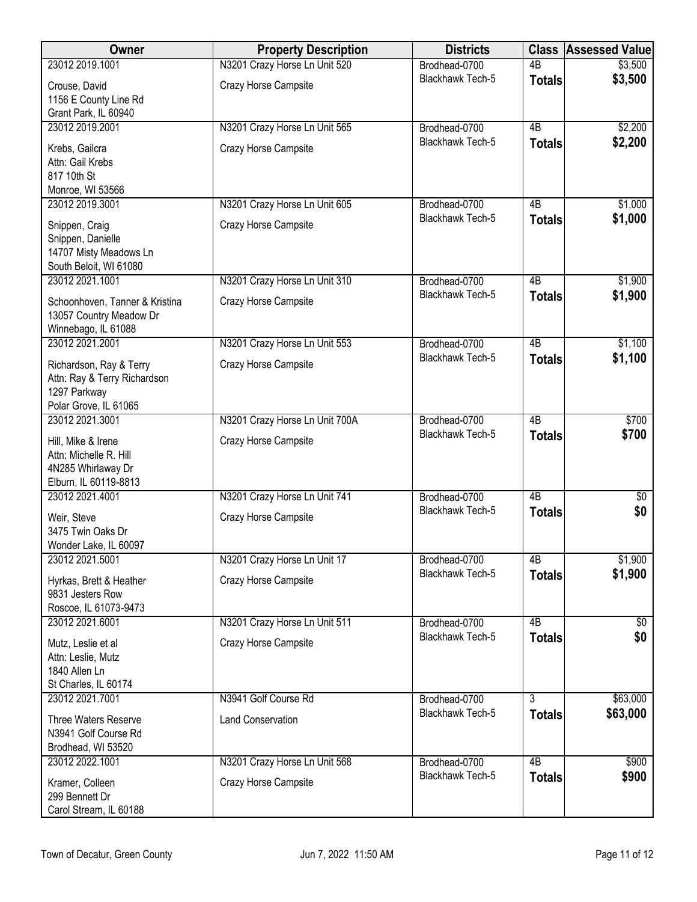| Owner | Property Description | Districts | Class | Assessed Value |
|---|---|---|---|---|
| 23012 2019.1001<br>Crouse, David<br>1156 E County Line Rd<br>Grant Park, IL 60940 | N3201 Crazy Horse Ln Unit 520<br>Crazy Horse Campsite | Brodhead-0700<br>Blackhawk Tech-5 | 4B<br>**Totals** | $3,500<br>**$3,500** |
| 23012 2019.2001<br>Krebs, Gailcra<br>Attn: Gail Krebs<br>817 10th St<br>Monroe, WI 53566 | N3201 Crazy Horse Ln Unit 565<br>Crazy Horse Campsite | Brodhead-0700<br>Blackhawk Tech-5 | 4B<br>**Totals** | $2,200<br>**$2,200** |
| 23012 2019.3001<br>Snippen, Craig<br>Snippen, Danielle<br>14707 Misty Meadows Ln<br>South Beloit, WI 61080 | N3201 Crazy Horse Ln Unit 605<br>Crazy Horse Campsite | Brodhead-0700<br>Blackhawk Tech-5 | 4B<br>**Totals** | $1,000<br>**$1,000** |
| 23012 2021.1001<br>Schoonhoven, Tanner & Kristina<br>13057 Country Meadow Dr<br>Winnebago, IL 61088 | N3201 Crazy Horse Ln Unit 310<br>Crazy Horse Campsite | Brodhead-0700<br>Blackhawk Tech-5 | 4B<br>**Totals** | $1,900<br>**$1,900** |
| 23012 2021.2001<br>Richardson, Ray & Terry<br>Attn: Ray & Terry Richardson<br>1297 Parkway<br>Polar Grove, IL 61065 | N3201 Crazy Horse Ln Unit 553<br>Crazy Horse Campsite | Brodhead-0700<br>Blackhawk Tech-5 | 4B<br>**Totals** | $1,100<br>**$1,100** |
| 23012 2021.3001<br>Hill, Mike & Irene<br>Attn: Michelle R. Hill<br>4N285 Whirlaway Dr<br>Elburn, IL 60119-8813 | N3201 Crazy Horse Ln Unit 700A<br>Crazy Horse Campsite | Brodhead-0700<br>Blackhawk Tech-5 | 4B<br>**Totals** | $700<br>**$700** |
| 23012 2021.4001<br>Weir, Steve<br>3475 Twin Oaks Dr<br>Wonder Lake, IL 60097 | N3201 Crazy Horse Ln Unit 741<br>Crazy Horse Campsite | Brodhead-0700<br>Blackhawk Tech-5 | 4B<br>**Totals** | $0<br>**$0** |
| 23012 2021.5001<br>Hyrkas, Brett & Heather<br>9831 Jesters Row<br>Roscoe, IL 61073-9473 | N3201 Crazy Horse Ln Unit 17<br>Crazy Horse Campsite | Brodhead-0700<br>Blackhawk Tech-5 | 4B<br>**Totals** | $1,900<br>**$1,900** |
| 23012 2021.6001<br>Mutz, Leslie et al<br>Attn: Leslie, Mutz<br>1840 Allen Ln<br>St Charles, IL 60174 | N3201 Crazy Horse Ln Unit 511<br>Crazy Horse Campsite | Brodhead-0700<br>Blackhawk Tech-5 | 4B<br>**Totals** | $0<br>**$0** |
| 23012 2021.7001<br>Three Waters Reserve<br>N3941 Golf Course Rd<br>Brodhead, WI 53520 | N3941 Golf Course Rd<br>Land Conservation | Brodhead-0700<br>Blackhawk Tech-5 | 3<br>**Totals** | $63,000<br>**$63,000** |
| 23012 2022.1001<br>Kramer, Colleen<br>299 Bennett Dr<br>Carol Stream, IL 60188 | N3201 Crazy Horse Ln Unit 568<br>Crazy Horse Campsite | Brodhead-0700<br>Blackhawk Tech-5 | 4B<br>**Totals** | $900<br>**$900** |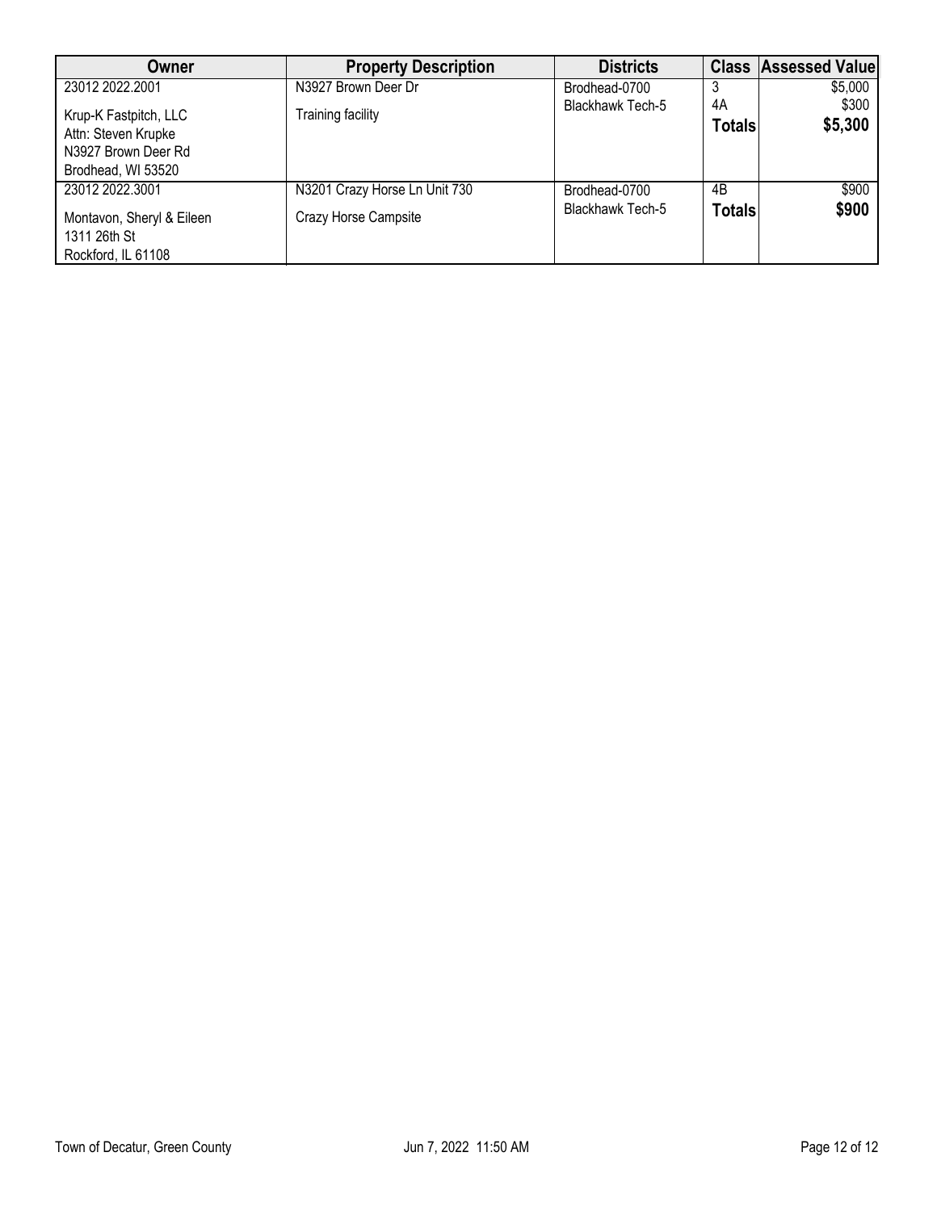| Owner | Property Description | Districts | Class | Assessed Value |
|---|---|---|---|---|
| 23012 2022.2001<br>Krup-K Fastpitch, LLC<br>Attn: Steven Krupke<br>N3927 Brown Deer Rd<br>Brodhead, WI 53520 | N3927 Brown Deer Dr<br>Training facility | Brodhead-0700<br>Blackhawk Tech-5 | 3<br>4A<br>**Totals** | $5,000<br>$300<br>**$5,300** |
| 23012 2022.3001<br>Montavon, Sheryl & Eileen<br>1311 26th St<br>Rockford, IL 61108 | N3201 Crazy Horse Ln Unit 730<br>Crazy Horse Campsite | Brodhead-0700<br>Blackhawk Tech-5 | 4B<br>**Totals** | $900<br>**$900** |

Town of Decatur, Green County

Jun 7, 2022 11:50 AM